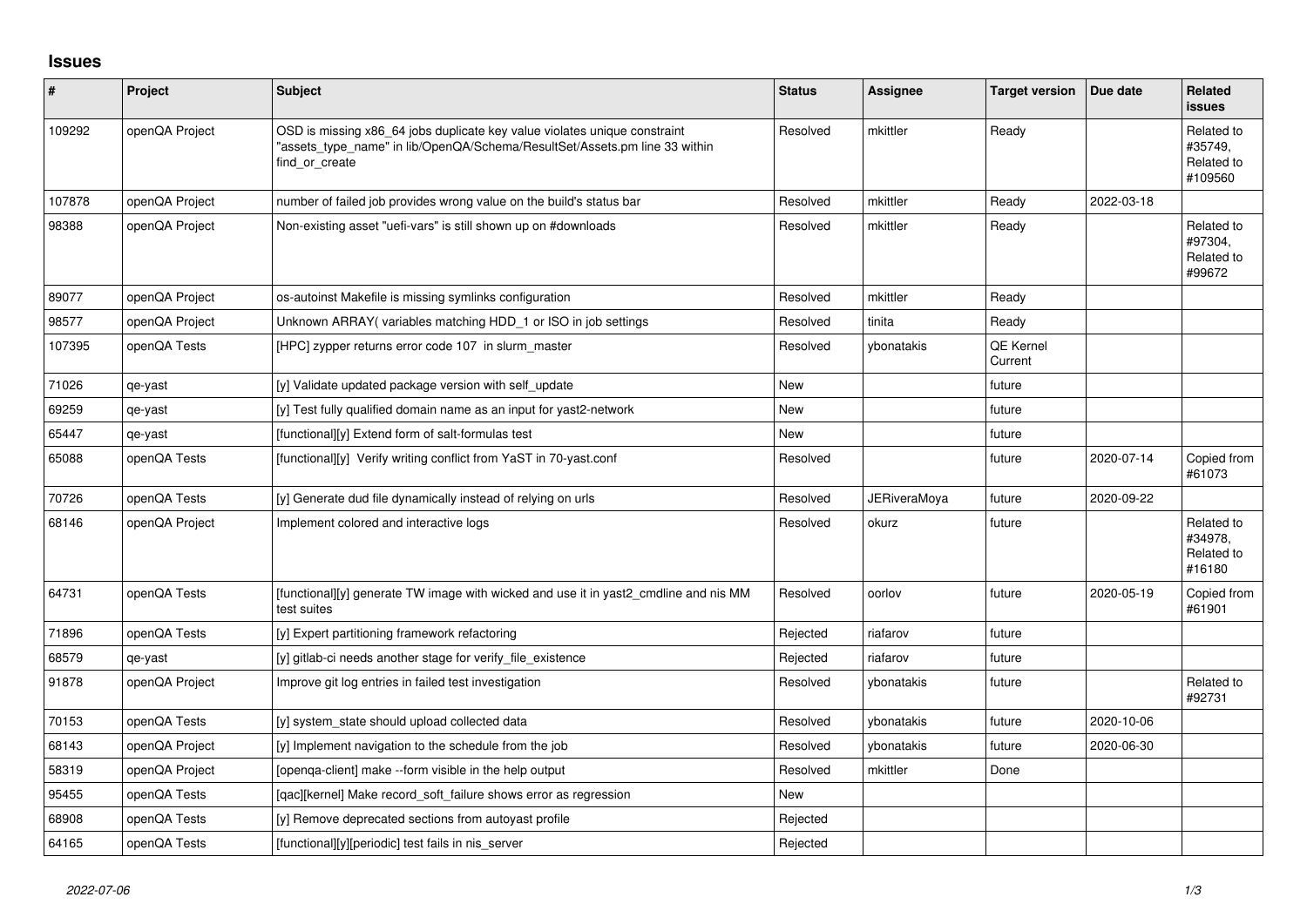# Issues

| # | Project | Subject | Status | Assignee | Target version | Due date | Related issues |
|---|---|---|---|---|---|---|---|
| 109292 | openQA Project | OSD is missing x86_64 jobs duplicate key value violates unique constraint "assets_type_name" in lib/OpenQA/Schema/ResultSet/Assets.pm line 33 within find_or_create | Resolved | mkittler | Ready | | Related to #35749, Related to #109560 |
| 107878 | openQA Project | number of failed job provides wrong value on the build's status bar | Resolved | mkittler | Ready | 2022-03-18 | |
| 98388 | openQA Project | Non-existing asset "uefi-vars" is still shown up on #downloads | Resolved | mkittler | Ready | | Related to #97304, Related to #99672 |
| 89077 | openQA Project | os-autoinst Makefile is missing symlinks configuration | Resolved | mkittler | Ready | | |
| 98577 | openQA Project | Unknown ARRAY( variables matching HDD_1 or ISO in job settings | Resolved | tinita | Ready | | |
| 107395 | openQA Tests | [HPC] zypper returns error code 107 in slurm_master | Resolved | ybonatakis | QE Kernel Current | | |
| 71026 | qe-yast | [y] Validate updated package version with self_update | New | | future | | |
| 69259 | qe-yast | [y] Test fully qualified domain name as an input for yast2-network | New | | future | | |
| 65447 | qe-yast | [functional][y] Extend form of salt-formulas test | New | | future | | |
| 65088 | openQA Tests | [functional][y] Verify writing conflict from YaST in 70-yast.conf | Resolved | | future | 2020-07-14 | Copied from #61073 |
| 70726 | openQA Tests | [y] Generate dud file dynamically instead of relying on urls | Resolved | JERiveraMoya | future | 2020-09-22 | |
| 68146 | openQA Project | Implement colored and interactive logs | Resolved | okurz | future | | Related to #34978, Related to #16180 |
| 64731 | openQA Tests | [functional][y] generate TW image with wicked and use it in yast2_cmdline and nis MM test suites | Resolved | oorlov | future | 2020-05-19 | Copied from #61901 |
| 71896 | openQA Tests | [y] Expert partitioning framework refactoring | Rejected | riafarov | future | | |
| 68579 | qe-yast | [y] gitlab-ci needs another stage for verify_file_existence | Rejected | riafarov | future | | |
| 91878 | openQA Project | Improve git log entries in failed test investigation | Resolved | ybonatakis | future | | Related to #92731 |
| 70153 | openQA Tests | [y] system_state should upload collected data | Resolved | ybonatakis | future | 2020-10-06 | |
| 68143 | openQA Project | [y] Implement navigation to the schedule from the job | Resolved | ybonatakis | future | 2020-06-30 | |
| 58319 | openQA Project | [openqa-client] make --form visible in the help output | Resolved | mkittler | Done | | |
| 95455 | openQA Tests | [qac][kernel] Make record_soft_failure shows error as regression | New | | | | |
| 68908 | openQA Tests | [y] Remove deprecated sections from autoyast profile | Rejected | | | | |
| 64165 | openQA Tests | [functional][y][periodic] test fails in nis_server | Rejected | | | | |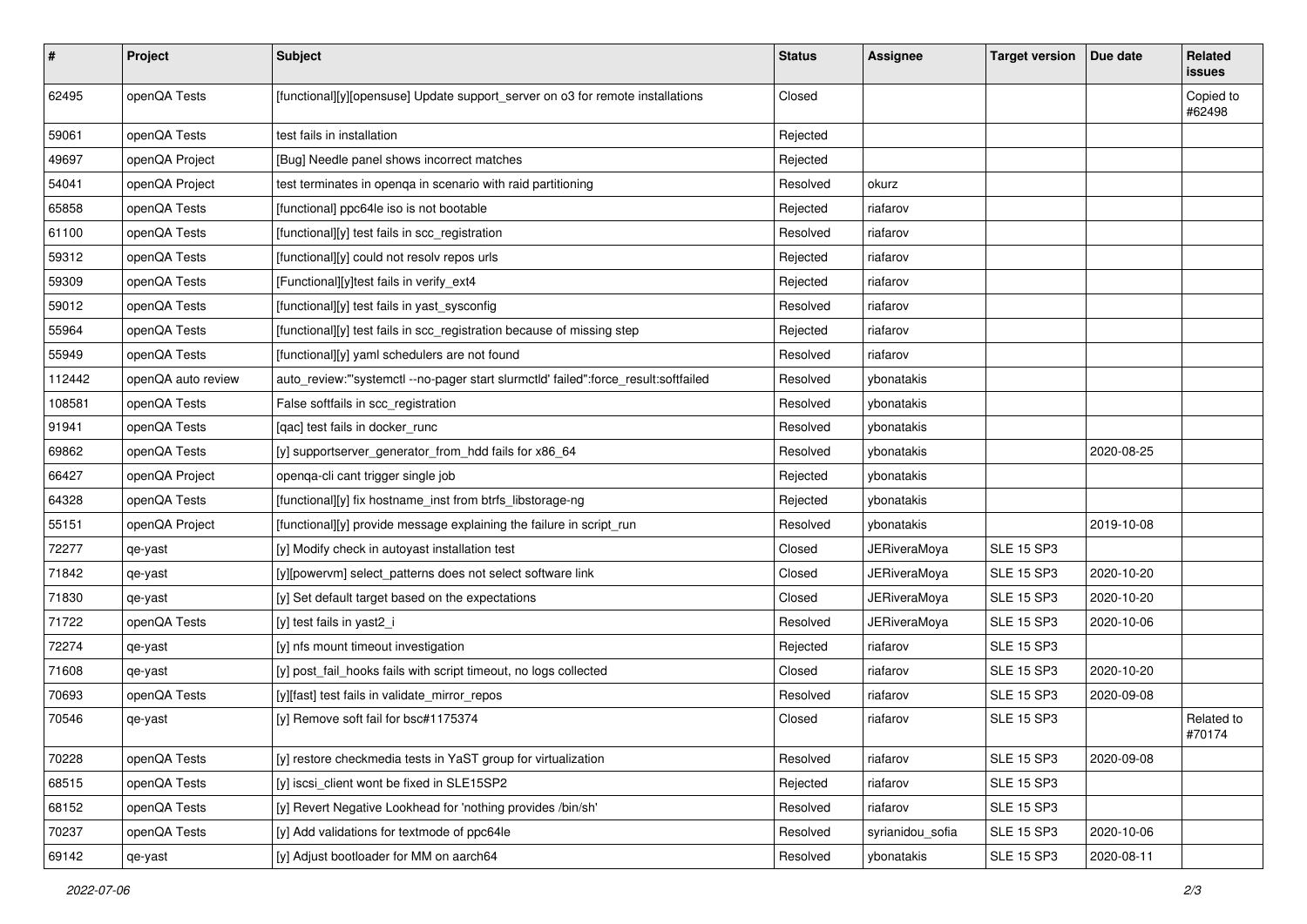| # | Project | Subject | Status | Assignee | Target version | Due date | Related issues |
|---|---|---|---|---|---|---|---|
| 62495 | openQA Tests | [functional][y][opensuse] Update support_server on o3 for remote installations | Closed | | | | Copied to #62498 |
| 59061 | openQA Tests | test fails in installation | Rejected | | | | |
| 49697 | openQA Project | [Bug] Needle panel shows incorrect matches | Rejected | | | | |
| 54041 | openQA Project | test terminates in openqa in scenario with raid partitioning | Resolved | okurz | | | |
| 65858 | openQA Tests | [functional] ppc64le iso is not bootable | Rejected | riafarov | | | |
| 61100 | openQA Tests | [functional][y] test fails in scc_registration | Resolved | riafarov | | | |
| 59312 | openQA Tests | [functional][y] could not resolv repos urls | Rejected | riafarov | | | |
| 59309 | openQA Tests | [Functional][y]test fails in verify_ext4 | Rejected | riafarov | | | |
| 59012 | openQA Tests | [functional][y] test fails in yast_sysconfig | Resolved | riafarov | | | |
| 55964 | openQA Tests | [functional][y] test fails in scc_registration because of missing step | Rejected | riafarov | | | |
| 55949 | openQA Tests | [functional][y] yaml schedulers are not found | Resolved | riafarov | | | |
| 112442 | openQA auto review | auto_review:"'systemctl --no-pager start slurmctld' failed":force_result:softfailed | Resolved | ybonatakis | | | |
| 108581 | openQA Tests | False softfails in scc_registration | Resolved | ybonatakis | | | |
| 91941 | openQA Tests | [qac] test fails in docker_runc | Resolved | ybonatakis | | | |
| 69862 | openQA Tests | [y] supportserver_generator_from_hdd fails for x86_64 | Resolved | ybonatakis | | 2020-08-25 | |
| 66427 | openQA Project | openqa-cli cant trigger single job | Rejected | ybonatakis | | | |
| 64328 | openQA Tests | [functional][y] fix hostname_inst from btrfs_libstorage-ng | Rejected | ybonatakis | | | |
| 55151 | openQA Project | [functional][y] provide message explaining the failure in script_run | Resolved | ybonatakis | | 2019-10-08 | |
| 72277 | qe-yast | [y] Modify check in autoyast installation test | Closed | JERiveraMoya | SLE 15 SP3 | | |
| 71842 | qe-yast | [y][powervm] select_patterns does not select software link | Closed | JERiveraMoya | SLE 15 SP3 | 2020-10-20 | |
| 71830 | qe-yast | [y] Set default target based on the expectations | Closed | JERiveraMoya | SLE 15 SP3 | 2020-10-20 | |
| 71722 | openQA Tests | [y] test fails in yast2_i | Resolved | JERiveraMoya | SLE 15 SP3 | 2020-10-06 | |
| 72274 | qe-yast | [y] nfs mount timeout investigation | Rejected | riafarov | SLE 15 SP3 | | |
| 71608 | qe-yast | [y] post_fail_hooks fails with script timeout, no logs collected | Closed | riafarov | SLE 15 SP3 | 2020-10-20 | |
| 70693 | openQA Tests | [y][fast] test fails in validate_mirror_repos | Resolved | riafarov | SLE 15 SP3 | 2020-09-08 | |
| 70546 | qe-yast | [y] Remove soft fail for bsc#1175374 | Closed | riafarov | SLE 15 SP3 | | Related to #70174 |
| 70228 | openQA Tests | [y] restore checkmedia tests in YaST group for virtualization | Resolved | riafarov | SLE 15 SP3 | 2020-09-08 | |
| 68515 | openQA Tests | [y] iscsi_client wont be fixed in SLE15SP2 | Rejected | riafarov | SLE 15 SP3 | | |
| 68152 | openQA Tests | [y] Revert Negative Lookhead for 'nothing provides /bin/sh' | Resolved | riafarov | SLE 15 SP3 | | |
| 70237 | openQA Tests | [y] Add validations for textmode of ppc64le | Resolved | syrianidou_sofia | SLE 15 SP3 | 2020-10-06 | |
| 69142 | qe-yast | [y] Adjust bootloader for MM on aarch64 | Resolved | ybonatakis | SLE 15 SP3 | 2020-08-11 | |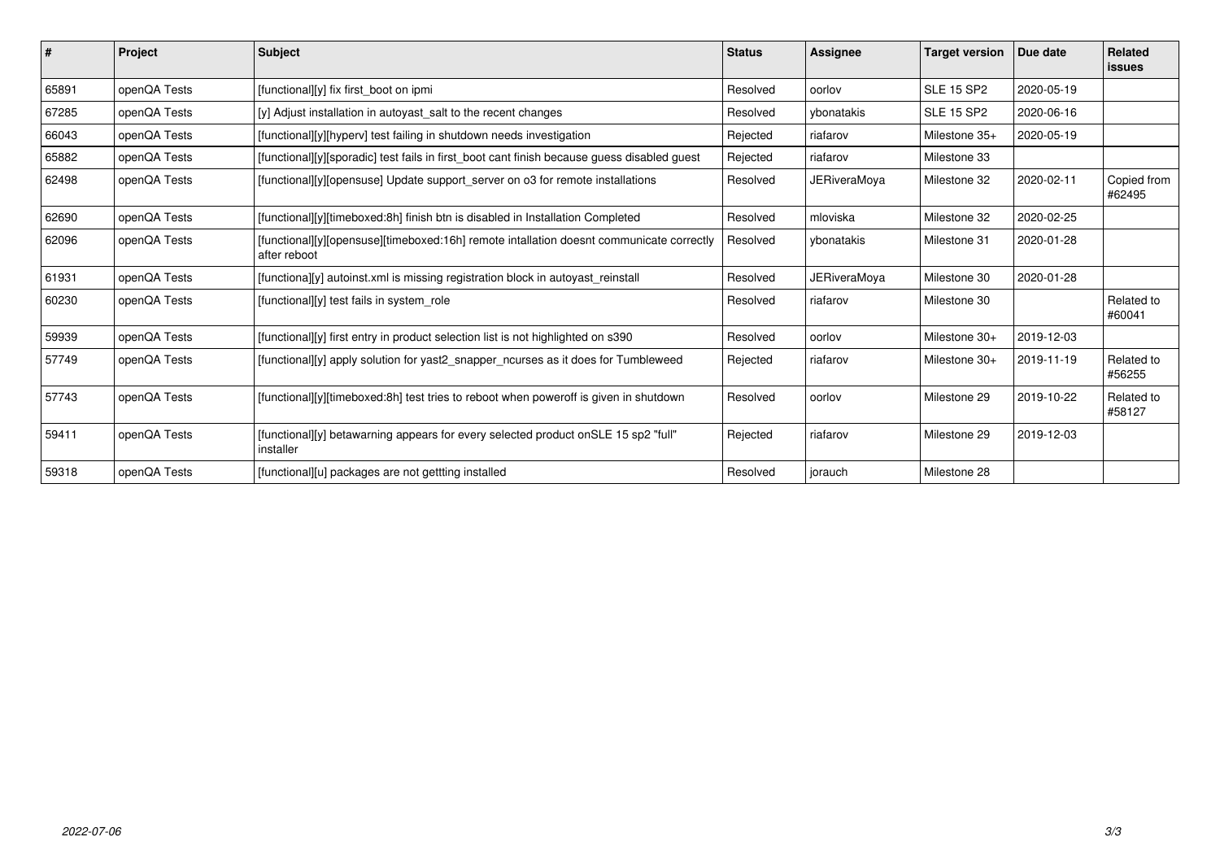| # | Project | Subject | Status | Assignee | Target version | Due date | Related issues |
|---|---|---|---|---|---|---|---|
| 65891 | openQA Tests | [functional][y] fix first_boot on ipmi | Resolved | oorlov | SLE 15 SP2 | 2020-05-19 | |
| 67285 | openQA Tests | [y] Adjust installation in autoyast_salt to the recent changes | Resolved | ybonatakis | SLE 15 SP2 | 2020-06-16 | |
| 66043 | openQA Tests | [functional][y][hyperv] test failing in shutdown needs investigation | Rejected | riafarov | Milestone 35+ | 2020-05-19 | |
| 65882 | openQA Tests | [functional][y][sporadic] test fails in first_boot cant finish because guess disabled guest | Rejected | riafarov | Milestone 33 | | |
| 62498 | openQA Tests | [functional][y][opensuse] Update support_server on o3 for remote installations | Resolved | JERiveraMoya | Milestone 32 | 2020-02-11 | Copied from #62495 |
| 62690 | openQA Tests | [functional][y][timeboxed:8h] finish btn is disabled in Installation Completed | Resolved | mloviska | Milestone 32 | 2020-02-25 | |
| 62096 | openQA Tests | [functional][y][opensuse][timeboxed:16h] remote intallation doesnt communicate correctly after reboot | Resolved | ybonatakis | Milestone 31 | 2020-01-28 | |
| 61931 | openQA Tests | [functiona][y] autoinst.xml is missing registration block in autoyast_reinstall | Resolved | JERiveraMoya | Milestone 30 | 2020-01-28 | |
| 60230 | openQA Tests | [functional][y] test fails in system_role | Resolved | riafarov | Milestone 30 | | Related to #60041 |
| 59939 | openQA Tests | [functional][y] first entry in product selection list is not highlighted on s390 | Resolved | oorlov | Milestone 30+ | 2019-12-03 | |
| 57749 | openQA Tests | [functional][y] apply solution for yast2_snapper_ncurses as it does for Tumbleweed | Rejected | riafarov | Milestone 30+ | 2019-11-19 | Related to #56255 |
| 57743 | openQA Tests | [functional][y][timeboxed:8h] test tries to reboot when poweroff is given in shutdown | Resolved | oorlov | Milestone 29 | 2019-10-22 | Related to #58127 |
| 59411 | openQA Tests | [functional][y] betawarning appears for every selected product onSLE 15 sp2 "full" installer | Rejected | riafarov | Milestone 29 | 2019-12-03 | |
| 59318 | openQA Tests | [functional][u] packages are not gettting installed | Resolved | jorauch | Milestone 28 | | |